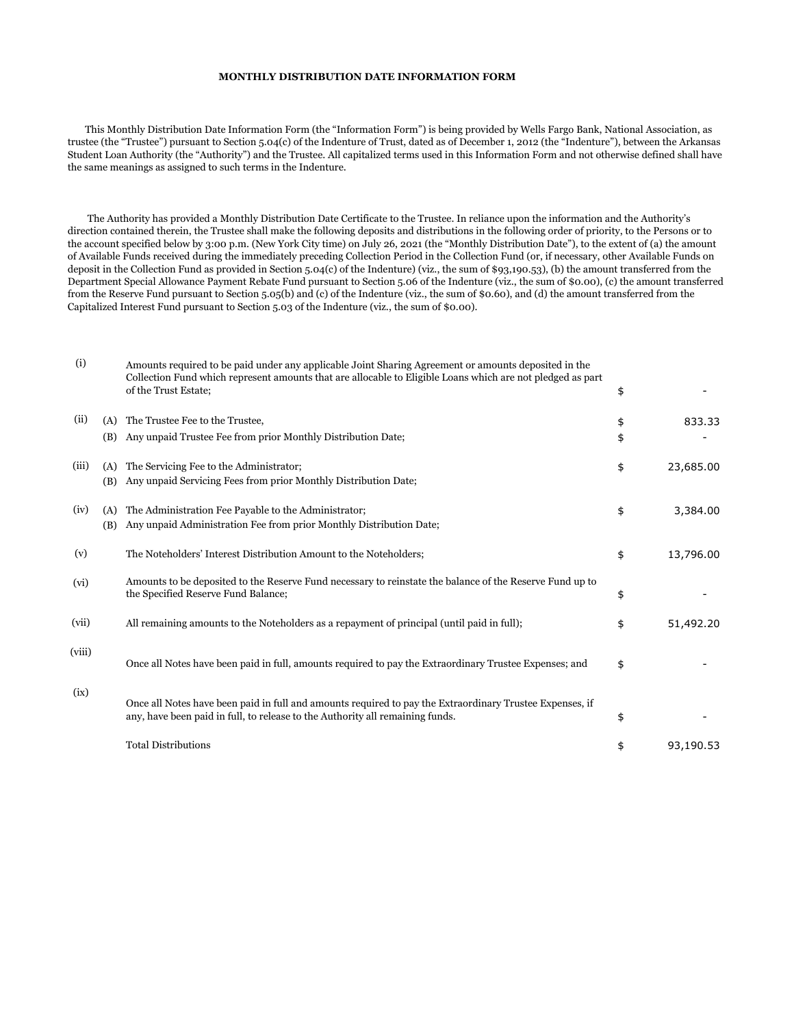**MONTHLY DISTRIBUTION DATE INFORMATION FORM**

This Monthly Distribution Date Information Form (the "Information Form") is being provided by Wells Fargo Bank, National Association, as trustee (the "Trustee") pursuant to Section 5.04(c) of the Indenture of Trust, dated as of December 1, 2012 (the "Indenture"), between the Arkansas Student Loan Authority (the "Authority") and the Trustee. All capitalized terms used in this Information Form and not otherwise defined shall have the same meanings as assigned to such terms in the Indenture.

The Authority has provided a Monthly Distribution Date Certificate to the Trustee. In reliance upon the information and the Authority's direction contained therein, the Trustee shall make the following deposits and distributions in the following order of priority, to the Persons or to the account specified below by 3:00 p.m. (New York City time) on July 26, 2021 (the "Monthly Distribution Date"), to the extent of (a) the amount of Available Funds received during the immediately preceding Collection Period in the Collection Fund (or, if necessary, other Available Funds on deposit in the Collection Fund as provided in Section 5.04(c) of the Indenture) (viz., the sum of $93,190.53), (b) the amount transferred from the Department Special Allowance Payment Rebate Fund pursuant to Section 5.06 of the Indenture (viz., the sum of $0.00), (c) the amount transferred from the Reserve Fund pursuant to Section 5.05(b) and (c) of the Indenture (viz., the sum of $0.60), and (d) the amount transferred from the Capitalized Interest Fund pursuant to Section 5.03 of the Indenture (viz., the sum of $0.00).

| | | | | |
|---|---|---|---|---|
| (i) | | Amounts required to be paid under any applicable Joint Sharing Agreement or amounts deposited in the Collection Fund which represent amounts that are allocable to Eligible Loans which are not pledged as part of the Trust Estate; | $ | - |
| (ii) | (A) | The Trustee Fee to the Trustee, | $ | 833.33 |
| | (B) | Any unpaid Trustee Fee from prior Monthly Distribution Date; | $ | - |
| (iii) | (A) | The Servicing Fee to the Administrator; | $ | 23,685.00 |
| | (B) | Any unpaid Servicing Fees from prior Monthly Distribution Date; | | |
| (iv) | (A) | The Administration Fee Payable to the Administrator; | $ | 3,384.00 |
| | (B) | Any unpaid Administration Fee from prior Monthly Distribution Date; | | |
| (v) | | The Noteholders' Interest Distribution Amount to the Noteholders; | $ | 13,796.00 |
| (vi) | | Amounts to be deposited to the Reserve Fund necessary to reinstate the balance of the Reserve Fund up to the Specified Reserve Fund Balance; | $ | - |
| (vii) | | All remaining amounts to the Noteholders as a repayment of principal (until paid in full); | $ | 51,492.20 |
| (viii) | | Once all Notes have been paid in full, amounts required to pay the Extraordinary Trustee Expenses; and | $ | - |
| (ix) | | Once all Notes have been paid in full and amounts required to pay the Extraordinary Trustee Expenses, if any, have been paid in full, to release to the Authority all remaining funds. | $ | - |
| | | Total Distributions | $ | 93,190.53 |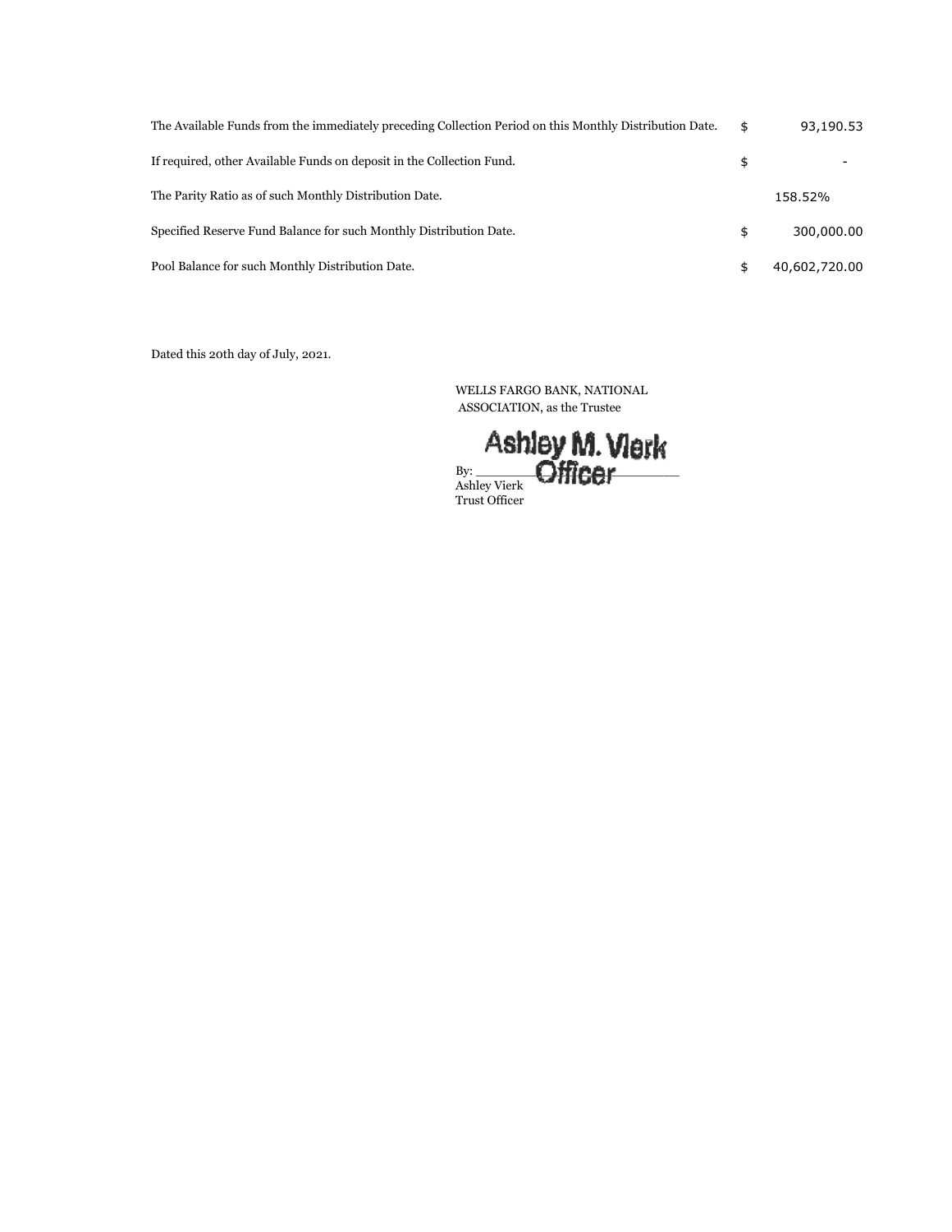| | | |
|---|---|---|
| The Available Funds from the immediately preceding Collection Period on this Monthly Distribution Date. | $ | 93,190.53 |
| If required, other Available Funds on deposit in the Collection Fund. | $ | - |
| The Parity Ratio as of such Monthly Distribution Date. | | 158.52% |
| Specified Reserve Fund Balance for such Monthly Distribution Date. | $ | 300,000.00 |
| Pool Balance for such Monthly Distribution Date. | $ | 40,602,720.00 |

Dated this 20th day of July, 2021.

WELLS FARGO BANK, NATIONAL ASSOCIATION, as the Trustee

By: Ashley M. Vierk Officer

Ashley Vierk
Trust Officer